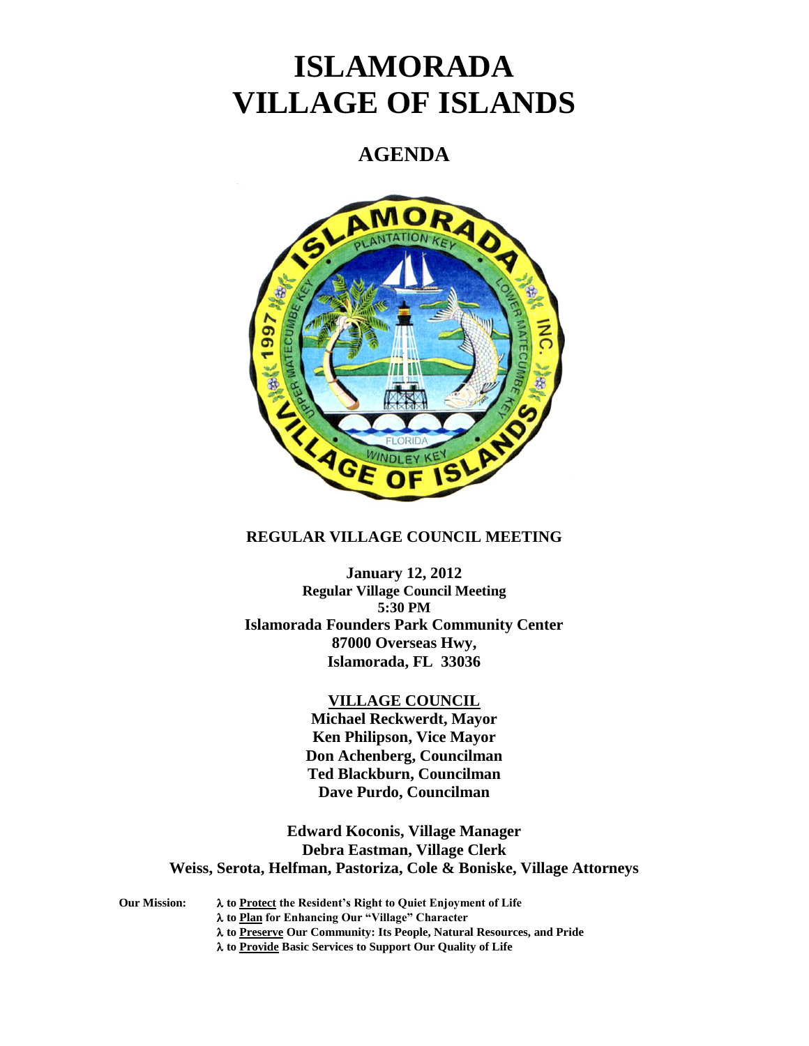# ISLAMORADA VILLAGE OF ISLANDS

## AGENDA

**REGULAR VILLAGE COUNCIL MEETING**

**January 12, 2012**
**Regular Village Council Meeting**
**5:30 PM**
**Islamorada Founders Park Community Center**
**87000 Overseas Hwy,**
**Islamorada, FL 33036**

**VILLAGE COUNCIL**

**Michael Reckwerdt, Mayor**
**Ken Philipson, Vice Mayor**
**Don Achenberg, Councilman**
**Ted Blackburn, Councilman**
**Dave Purdo, Councilman**

**Edward Koconis, Village Manager**
**Debra Eastman, Village Clerk**
**Weiss, Serota, Helfman, Pastoriza, Cole & Boniske, Village Attorneys**

**Our Mission:**

- λ **to Protect the Resident's Right to Quiet Enjoyment of Life**
- λ **to Plan for Enhancing Our "Village" Character**
- λ **to Preserve Our Community: Its People, Natural Resources, and Pride**
- λ **to Provide Basic Services to Support Our Quality of Life**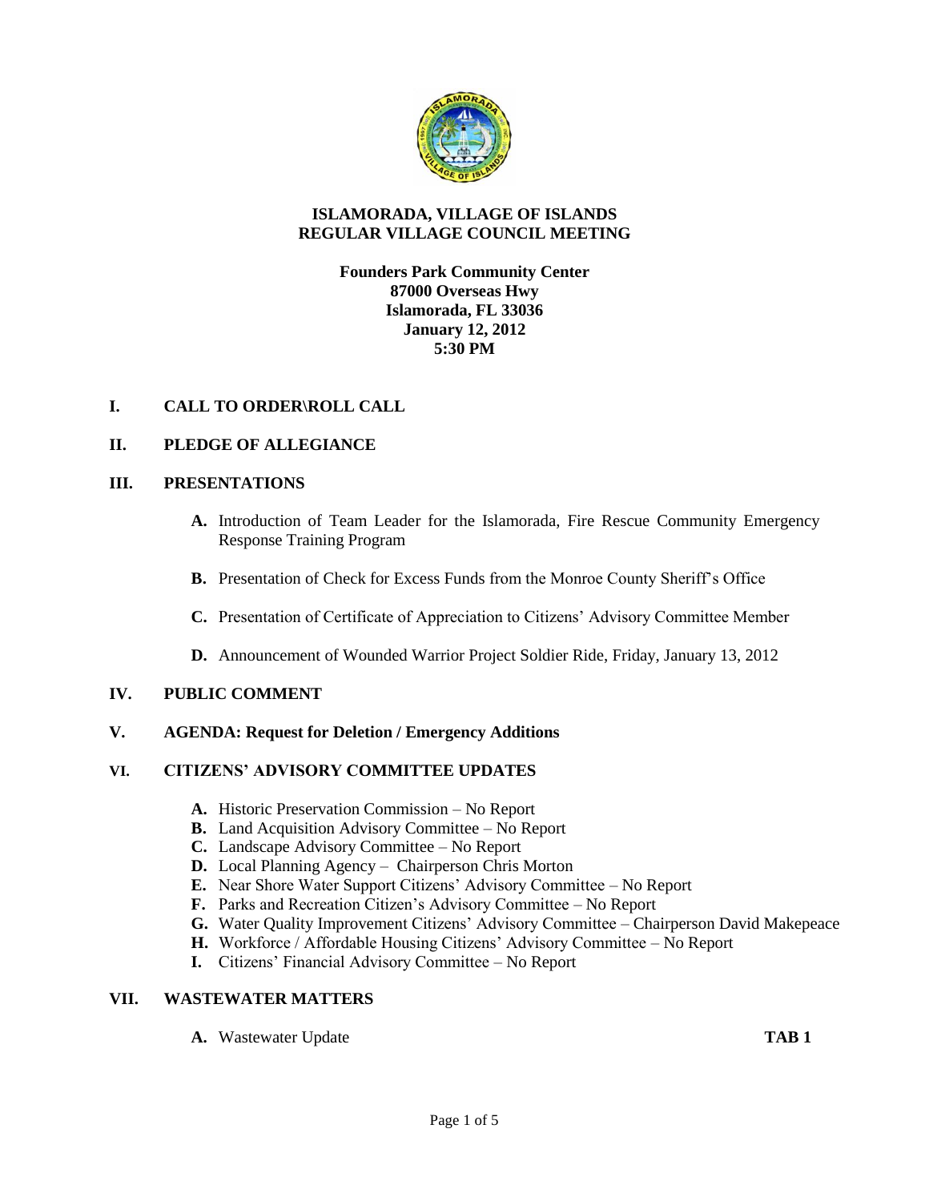# ISLAMORADA, VILLAGE OF ISLANDS
# REGULAR VILLAGE COUNCIL MEETING

**Founders Park Community Center**
**87000 Overseas Hwy**
**Islamorada, FL 33036**
**January 12, 2012**
**5:30 PM**

## I. CALL TO ORDER\ROLL CALL

## II. PLEDGE OF ALLEGIANCE

## III. PRESENTATIONS

**A.** Introduction of Team Leader for the Islamorada, Fire Rescue Community Emergency Response Training Program

**B.** Presentation of Check for Excess Funds from the Monroe County Sheriff's Office

**C.** Presentation of Certificate of Appreciation to Citizens' Advisory Committee Member

**D.** Announcement of Wounded Warrior Project Soldier Ride, Friday, January 13, 2012

## IV. PUBLIC COMMENT

## V. AGENDA: Request for Deletion / Emergency Additions

## VI. CITIZENS' ADVISORY COMMITTEE UPDATES

**A.** Historic Preservation Commission – No Report
**B.** Land Acquisition Advisory Committee – No Report
**C.** Landscape Advisory Committee – No Report
**D.** Local Planning Agency – Chairperson Chris Morton
**E.** Near Shore Water Support Citizens' Advisory Committee – No Report
**F.** Parks and Recreation Citizen's Advisory Committee – No Report
**G.** Water Quality Improvement Citizens' Advisory Committee – Chairperson David Makepeace
**H.** Workforce / Affordable Housing Citizens' Advisory Committee – No Report
**I.** Citizens' Financial Advisory Committee – No Report

## VII. WASTEWATER MATTERS

**A.** Wastewater Update **TAB 1**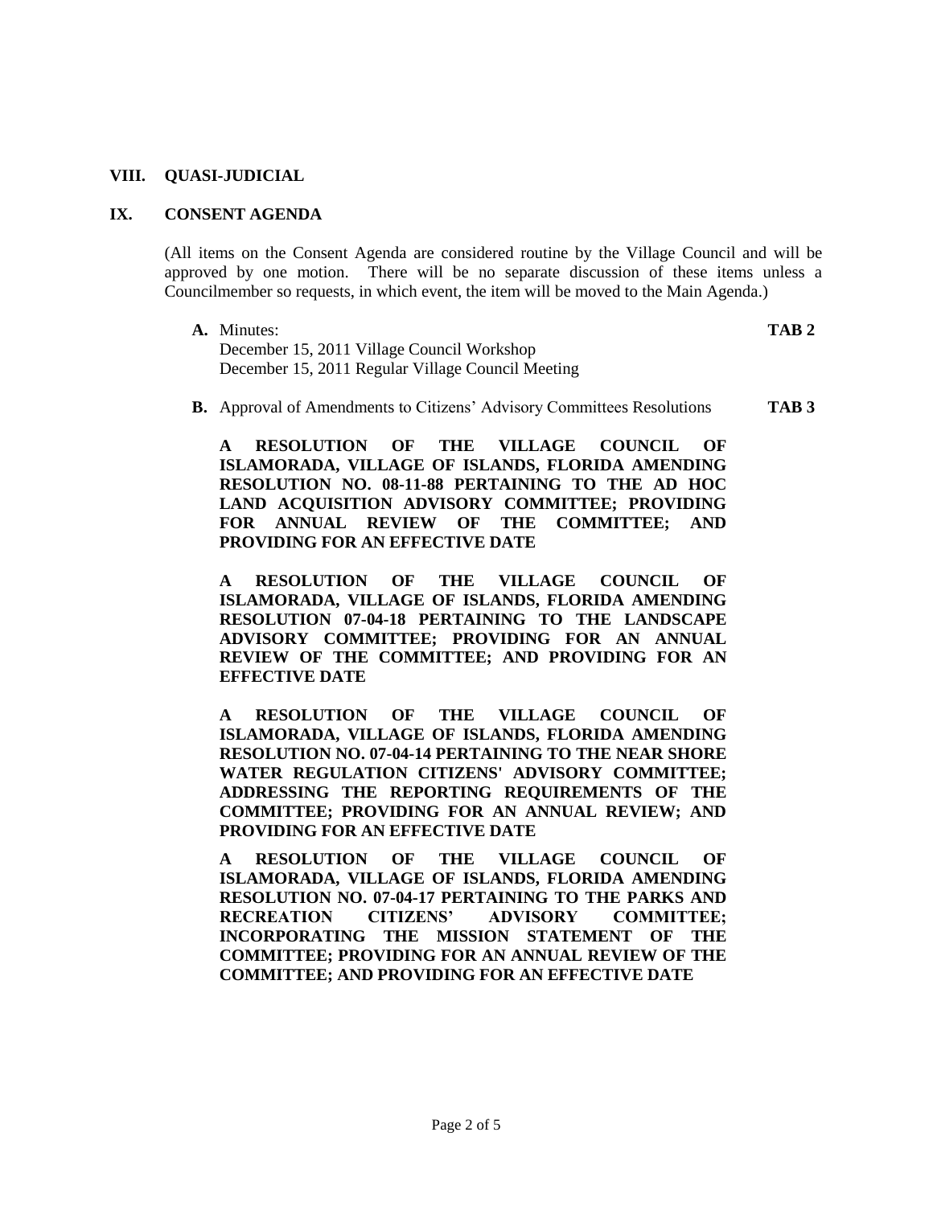## VIII. QUASI-JUDICIAL

## IX. CONSENT AGENDA

(All items on the Consent Agenda are considered routine by the Village Council and will be approved by one motion. There will be no separate discussion of these items unless a Councilmember so requests, in which event, the item will be moved to the Main Agenda.)

**A.** Minutes: **TAB 2**
December 15, 2011 Village Council Workshop
December 15, 2011 Regular Village Council Meeting

**B.** Approval of Amendments to Citizens' Advisory Committees Resolutions **TAB 3**

**A RESOLUTION OF THE VILLAGE COUNCIL OF ISLAMORADA, VILLAGE OF ISLANDS, FLORIDA AMENDING RESOLUTION NO. 08-11-88 PERTAINING TO THE AD HOC LAND ACQUISITION ADVISORY COMMITTEE; PROVIDING FOR ANNUAL REVIEW OF THE COMMITTEE; AND PROVIDING FOR AN EFFECTIVE DATE**

**A RESOLUTION OF THE VILLAGE COUNCIL OF ISLAMORADA, VILLAGE OF ISLANDS, FLORIDA AMENDING RESOLUTION 07-04-18 PERTAINING TO THE LANDSCAPE ADVISORY COMMITTEE; PROVIDING FOR AN ANNUAL REVIEW OF THE COMMITTEE; AND PROVIDING FOR AN EFFECTIVE DATE**

**A RESOLUTION OF THE VILLAGE COUNCIL OF ISLAMORADA, VILLAGE OF ISLANDS, FLORIDA AMENDING RESOLUTION NO. 07-04-14 PERTAINING TO THE NEAR SHORE WATER REGULATION CITIZENS' ADVISORY COMMITTEE; ADDRESSING THE REPORTING REQUIREMENTS OF THE COMMITTEE; PROVIDING FOR AN ANNUAL REVIEW; AND PROVIDING FOR AN EFFECTIVE DATE**

**A RESOLUTION OF THE VILLAGE COUNCIL OF ISLAMORADA, VILLAGE OF ISLANDS, FLORIDA AMENDING RESOLUTION NO. 07-04-17 PERTAINING TO THE PARKS AND RECREATION CITIZENS' ADVISORY COMMITTEE; INCORPORATING THE MISSION STATEMENT OF THE COMMITTEE; PROVIDING FOR AN ANNUAL REVIEW OF THE COMMITTEE; AND PROVIDING FOR AN EFFECTIVE DATE**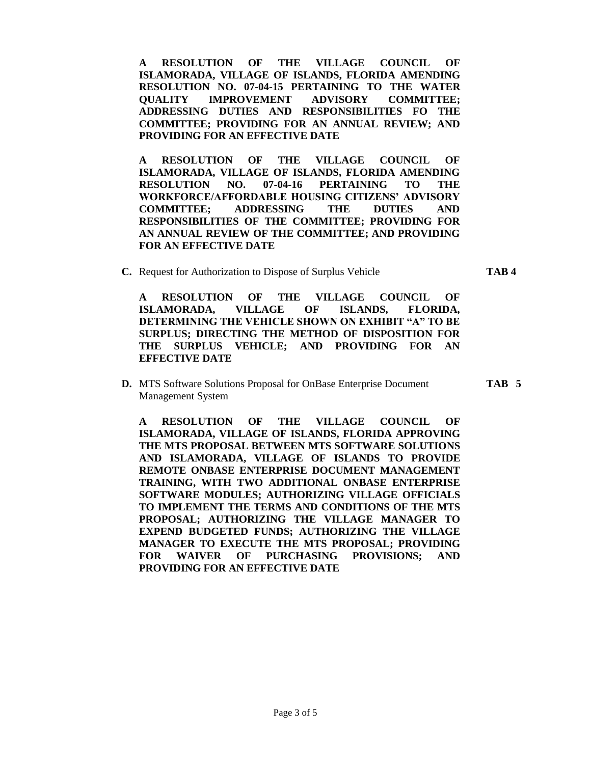**A RESOLUTION OF THE VILLAGE COUNCIL OF ISLAMORADA, VILLAGE OF ISLANDS, FLORIDA AMENDING RESOLUTION NO. 07-04-15 PERTAINING TO THE WATER QUALITY IMPROVEMENT ADVISORY COMMITTEE; ADDRESSING DUTIES AND RESPONSIBILITIES FO THE COMMITTEE; PROVIDING FOR AN ANNUAL REVIEW; AND PROVIDING FOR AN EFFECTIVE DATE**

**A RESOLUTION OF THE VILLAGE COUNCIL OF ISLAMORADA, VILLAGE OF ISLANDS, FLORIDA AMENDING RESOLUTION NO. 07-04-16 PERTAINING TO THE WORKFORCE/AFFORDABLE HOUSING CITIZENS' ADVISORY COMMITTEE; ADDRESSING THE DUTIES AND RESPONSIBILITIES OF THE COMMITTEE; PROVIDING FOR AN ANNUAL REVIEW OF THE COMMITTEE; AND PROVIDING FOR AN EFFECTIVE DATE**

**C.** Request for Authorization to Dispose of Surplus Vehicle **TAB 4**

**A RESOLUTION OF THE VILLAGE COUNCIL OF ISLAMORADA, VILLAGE OF ISLANDS, FLORIDA, DETERMINING THE VEHICLE SHOWN ON EXHIBIT "A" TO BE SURPLUS; DIRECTING THE METHOD OF DISPOSITION FOR THE SURPLUS VEHICLE; AND PROVIDING FOR AN EFFECTIVE DATE**

**D.** MTS Software Solutions Proposal for OnBase Enterprise Document Management System **TAB 5**

**A RESOLUTION OF THE VILLAGE COUNCIL OF ISLAMORADA, VILLAGE OF ISLANDS, FLORIDA APPROVING THE MTS PROPOSAL BETWEEN MTS SOFTWARE SOLUTIONS AND ISLAMORADA, VILLAGE OF ISLANDS TO PROVIDE REMOTE ONBASE ENTERPRISE DOCUMENT MANAGEMENT TRAINING, WITH TWO ADDITIONAL ONBASE ENTERPRISE SOFTWARE MODULES; AUTHORIZING VILLAGE OFFICIALS TO IMPLEMENT THE TERMS AND CONDITIONS OF THE MTS PROPOSAL; AUTHORIZING THE VILLAGE MANAGER TO EXPEND BUDGETED FUNDS; AUTHORIZING THE VILLAGE MANAGER TO EXECUTE THE MTS PROPOSAL; PROVIDING FOR WAIVER OF PURCHASING PROVISIONS; AND PROVIDING FOR AN EFFECTIVE DATE**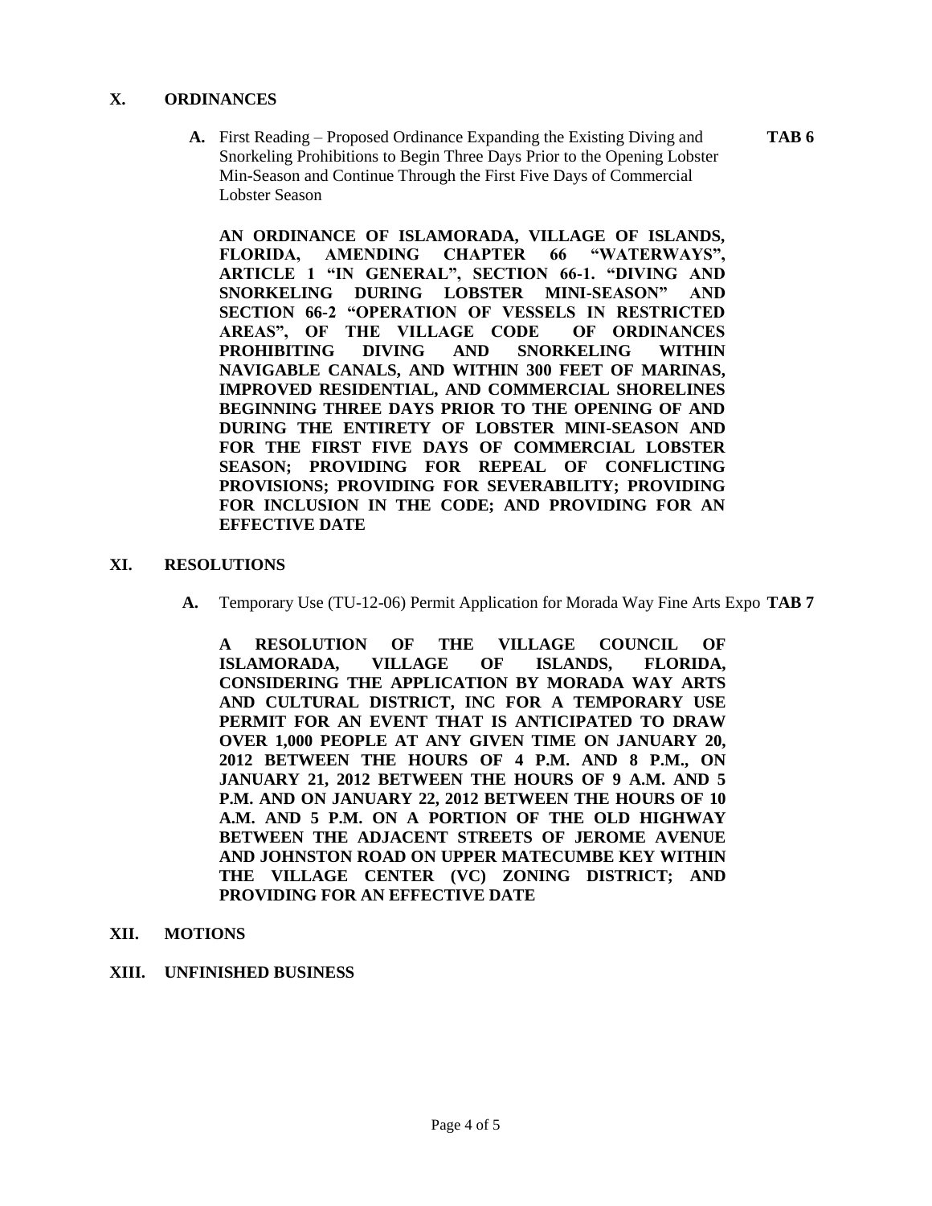## X. ORDINANCES

**A.** First Reading – Proposed Ordinance Expanding the Existing Diving and Snorkeling Prohibitions to Begin Three Days Prior to the Opening Lobster Min-Season and Continue Through the First Five Days of Commercial Lobster Season **TAB 6**

**AN ORDINANCE OF ISLAMORADA, VILLAGE OF ISLANDS, FLORIDA, AMENDING CHAPTER 66 "WATERWAYS", ARTICLE 1 "IN GENERAL", SECTION 66-1. "DIVING AND SNORKELING DURING LOBSTER MINI-SEASON" AND SECTION 66-2 "OPERATION OF VESSELS IN RESTRICTED AREAS", OF THE VILLAGE CODE OF ORDINANCES PROHIBITING DIVING AND SNORKELING WITHIN NAVIGABLE CANALS, AND WITHIN 300 FEET OF MARINAS, IMPROVED RESIDENTIAL, AND COMMERCIAL SHORELINES BEGINNING THREE DAYS PRIOR TO THE OPENING OF AND DURING THE ENTIRETY OF LOBSTER MINI-SEASON AND FOR THE FIRST FIVE DAYS OF COMMERCIAL LOBSTER SEASON; PROVIDING FOR REPEAL OF CONFLICTING PROVISIONS; PROVIDING FOR SEVERABILITY; PROVIDING FOR INCLUSION IN THE CODE; AND PROVIDING FOR AN EFFECTIVE DATE**

## XI. RESOLUTIONS

**A.** Temporary Use (TU-12-06) Permit Application for Morada Way Fine Arts Expo **TAB 7**

**A RESOLUTION OF THE VILLAGE COUNCIL OF ISLAMORADA, VILLAGE OF ISLANDS, FLORIDA, CONSIDERING THE APPLICATION BY MORADA WAY ARTS AND CULTURAL DISTRICT, INC FOR A TEMPORARY USE PERMIT FOR AN EVENT THAT IS ANTICIPATED TO DRAW OVER 1,000 PEOPLE AT ANY GIVEN TIME ON JANUARY 20, 2012 BETWEEN THE HOURS OF 4 P.M. AND 8 P.M., ON JANUARY 21, 2012 BETWEEN THE HOURS OF 9 A.M. AND 5 P.M. AND ON JANUARY 22, 2012 BETWEEN THE HOURS OF 10 A.M. AND 5 P.M. ON A PORTION OF THE OLD HIGHWAY BETWEEN THE ADJACENT STREETS OF JEROME AVENUE AND JOHNSTON ROAD ON UPPER MATECUMBE KEY WITHIN THE VILLAGE CENTER (VC) ZONING DISTRICT; AND PROVIDING FOR AN EFFECTIVE DATE**

## XII. MOTIONS

## XIII. UNFINISHED BUSINESS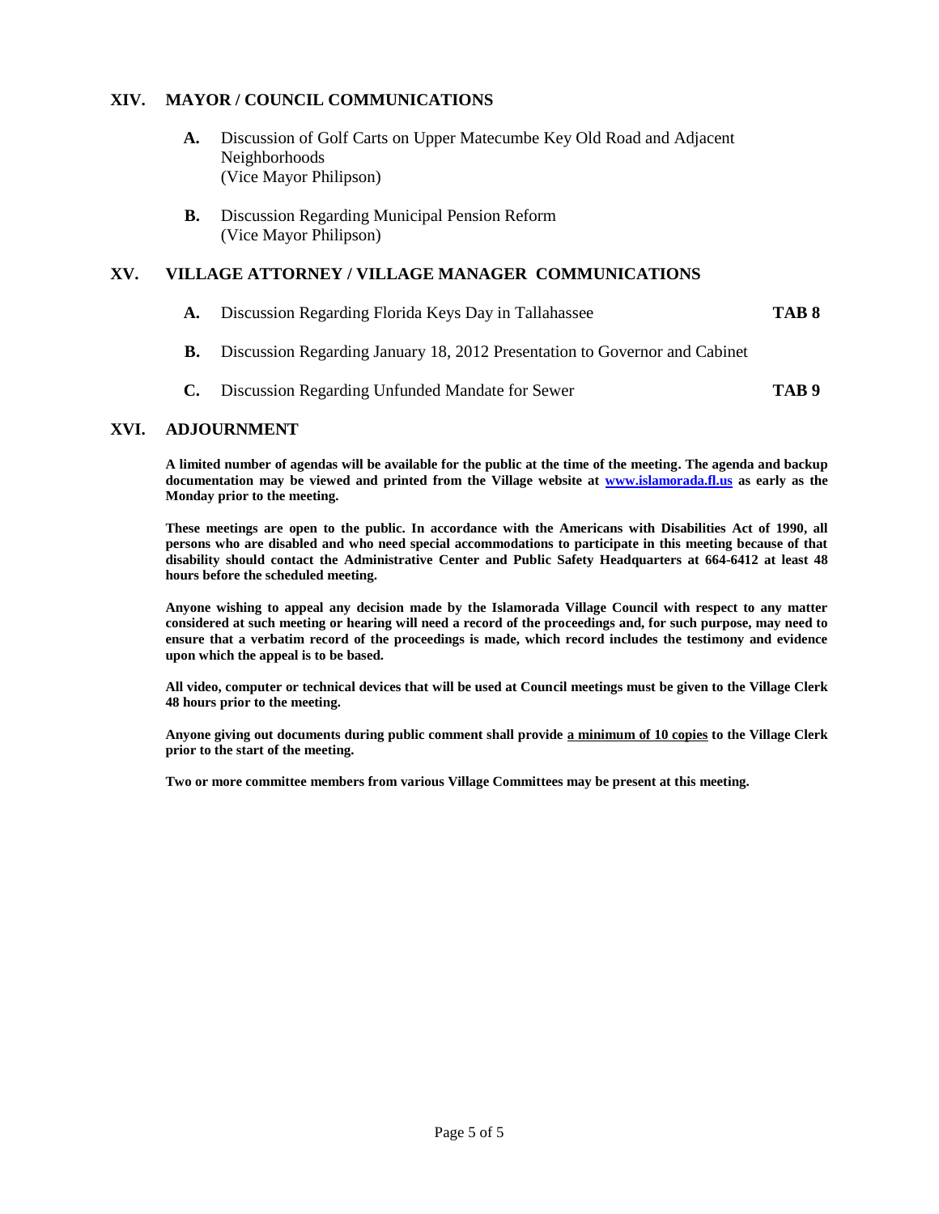## XIV. MAYOR / COUNCIL COMMUNICATIONS

**A.** Discussion of Golf Carts on Upper Matecumbe Key Old Road and Adjacent Neighborhoods
(Vice Mayor Philipson)

**B.** Discussion Regarding Municipal Pension Reform
(Vice Mayor Philipson)

## XV. VILLAGE ATTORNEY / VILLAGE MANAGER COMMUNICATIONS

**A.** Discussion Regarding Florida Keys Day in Tallahassee **TAB 8**

**B.** Discussion Regarding January 18, 2012 Presentation to Governor and Cabinet

**C.** Discussion Regarding Unfunded Mandate for Sewer **TAB 9**

## XVI. ADJOURNMENT

**A limited number of agendas will be available for the public at the time of the meeting. The agenda and backup documentation may be viewed and printed from the Village website at [www.islamorada.fl.us](http://www.islamorada.fl.us) as early as the Monday prior to the meeting.**

**These meetings are open to the public. In accordance with the Americans with Disabilities Act of 1990, all persons who are disabled and who need special accommodations to participate in this meeting because of that disability should contact the Administrative Center and Public Safety Headquarters at 664-6412 at least 48 hours before the scheduled meeting.**

**Anyone wishing to appeal any decision made by the Islamorada Village Council with respect to any matter considered at such meeting or hearing will need a record of the proceedings and, for such purpose, may need to ensure that a verbatim record of the proceedings is made, which record includes the testimony and evidence upon which the appeal is to be based.**

**All video, computer or technical devices that will be used at Council meetings must be given to the Village Clerk 48 hours prior to the meeting.**

**Anyone giving out documents during public comment shall provide <u>a minimum of 10 copies</u> to the Village Clerk prior to the start of the meeting.**

**Two or more committee members from various Village Committees may be present at this meeting.**